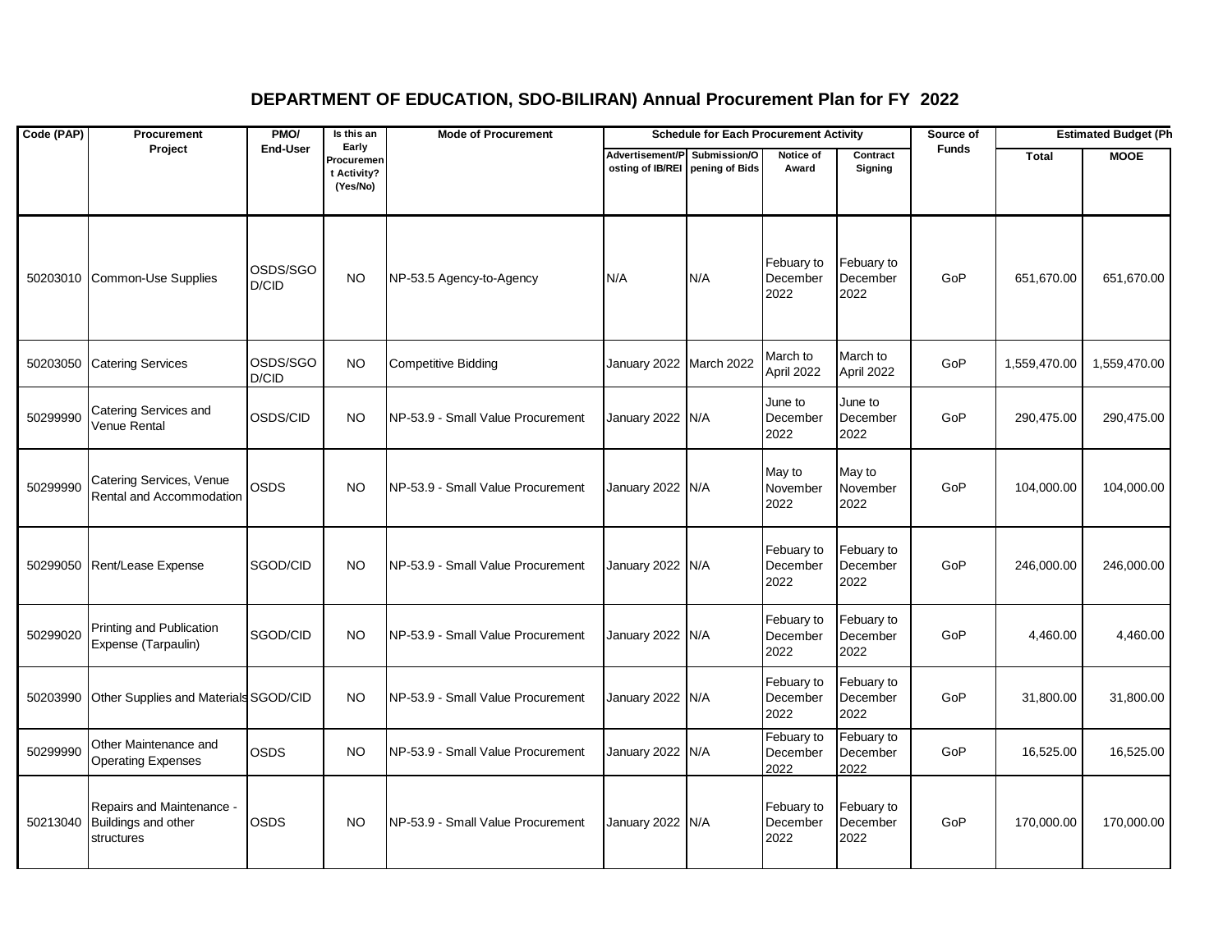# DEPARTMENT OF EDUCATION, SDO-BILIRAN) Annual Procurement Plan for FY 2022

| Code (PAP) | Procurement Project | PMO/ End-User | Is this an Early Procurement Activity? (Yes/No) | Mode of Procurement | Schedule for Each Procurement Activity | | | | Source of Funds | Estimated Budget (Ph | |
|---|---|---|---|---|---|---|---|---|---|---|---|
| | | | | | Advertisement/Posting of IB/REI | Submission/Opening of Bids | Notice of Award | Contract Signing | | Total | MOOE |
| 50203010 | Common-Use Supplies | OSDS/SGOD/CID | NO | NP-53.5 Agency-to-Agency | N/A | N/A | Febuary to December 2022 | Febuary to December 2022 | GoP | 651,670.00 | 651,670.00 |
| 50203050 | Catering Services | OSDS/SGOD/CID | NO | Competitive Bidding | January 2022 | March 2022 | March to April 2022 | March to April 2022 | GoP | 1,559,470.00 | 1,559,470.00 |
| 50299990 | Catering Services and Venue Rental | OSDS/CID | NO | NP-53.9 - Small Value Procurement | January 2022 | N/A | June to December 2022 | June to December 2022 | GoP | 290,475.00 | 290,475.00 |
| 50299990 | Catering Services, Venue Rental and Accommodation | OSDS | NO | NP-53.9 - Small Value Procurement | January 2022 | N/A | May to November 2022 | May to November 2022 | GoP | 104,000.00 | 104,000.00 |
| 50299050 | Rent/Lease Expense | SGOD/CID | NO | NP-53.9 - Small Value Procurement | January 2022 | N/A | Febuary to December 2022 | Febuary to December 2022 | GoP | 246,000.00 | 246,000.00 |
| 50299020 | Printing and Publication Expense (Tarpaulin) | SGOD/CID | NO | NP-53.9 - Small Value Procurement | January 2022 | N/A | Febuary to December 2022 | Febuary to December 2022 | GoP | 4,460.00 | 4,460.00 |
| 50203990 | Other Supplies and Materials | SGOD/CID | NO | NP-53.9 - Small Value Procurement | January 2022 | N/A | Febuary to December 2022 | Febuary to December 2022 | GoP | 31,800.00 | 31,800.00 |
| 50299990 | Other Maintenance and Operating Expenses | OSDS | NO | NP-53.9 - Small Value Procurement | January 2022 | N/A | Febuary to December 2022 | Febuary to December 2022 | GoP | 16,525.00 | 16,525.00 |
| 50213040 | Repairs and Maintenance - Buildings and other structures | OSDS | NO | NP-53.9 - Small Value Procurement | January 2022 | N/A | Febuary to December 2022 | Febuary to December 2022 | GoP | 170,000.00 | 170,000.00 |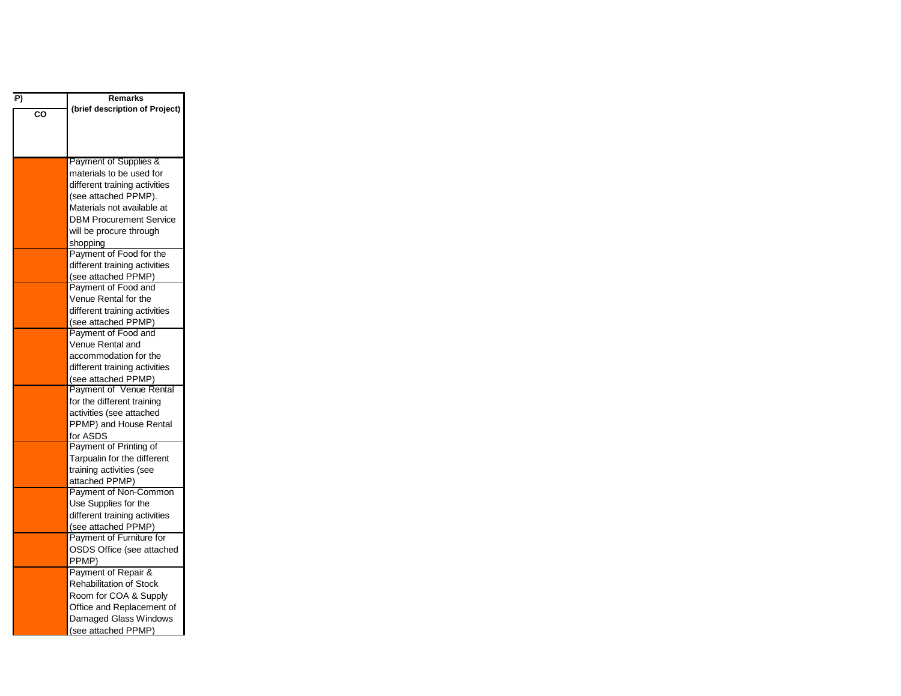| P) | Remarks (brief description of Project) |
|---|---|
| CO | |
| | Payment of Supplies & materials to be used for different training activities (see attached PPMP). Materials not available at DBM Procurement Service will be procure through shopping |
| | Payment of Food for the different training activities (see attached PPMP) |
| | Payment of Food and Venue Rental for the different training activities (see attached PPMP) |
| | Payment of Food and Venue Rental and accommodation for the different training activities (see attached PPMP) |
| | Payment of Venue Rental for the different training activities (see attached PPMP) and House Rental for ASDS |
| | Payment of Printing of Tarpualin for the different training activities (see attached PPMP) |
| | Payment of Non-Common Use Supplies for the different training activities (see attached PPMP) |
| | Payment of Furniture for OSDS Office (see attached PPMP) |
| | Payment of Repair & Rehabilitation of Stock Room for COA & Supply Office and Replacement of Damaged Glass Windows (see attached PPMP) |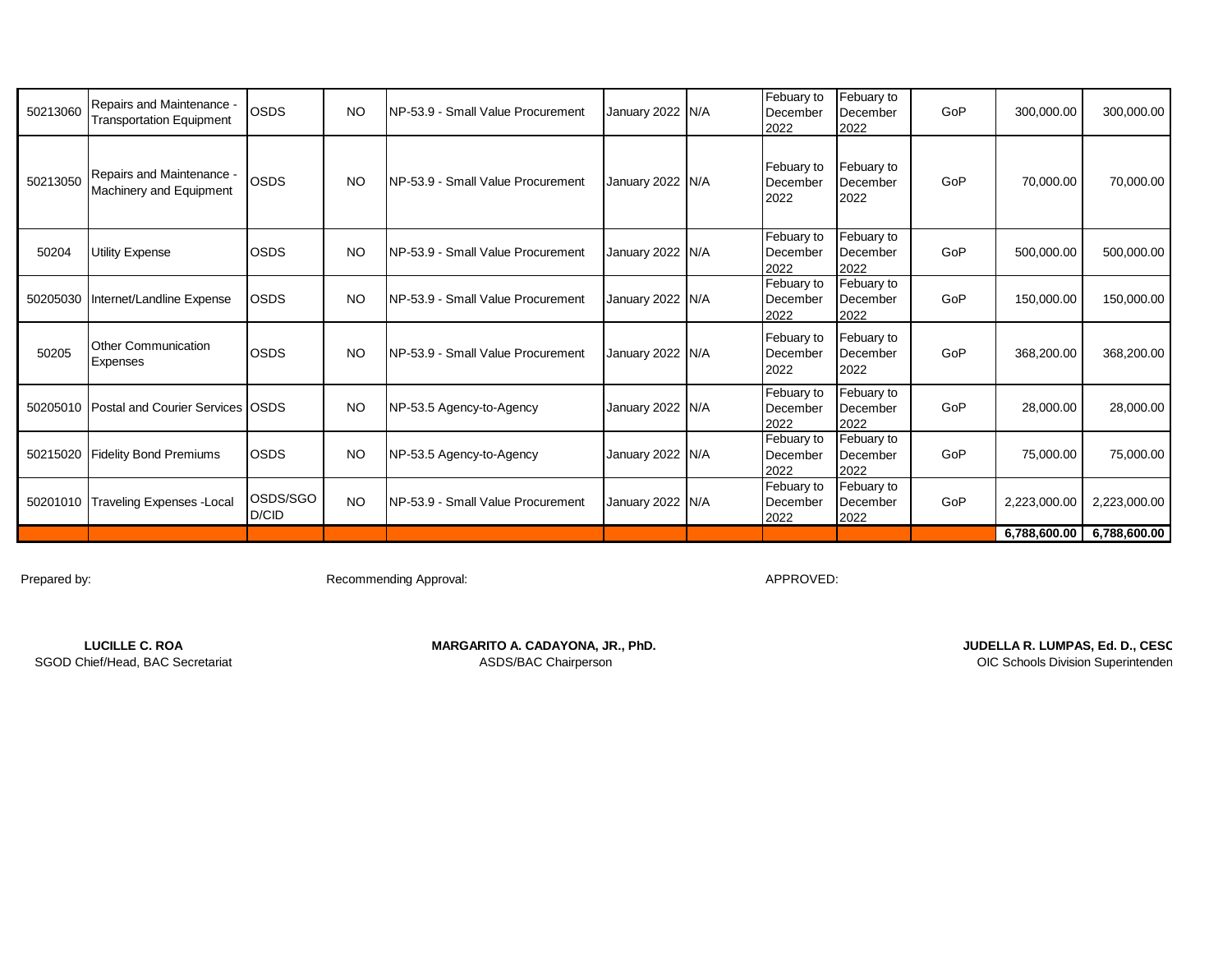| | | | | | | | | | | | |
|---|---|---|---|---|---|---|---|---|---|---|---|
| 50213060 | Repairs and Maintenance - Transportation Equipment | OSDS | NO | NP-53.9 - Small Value Procurement | January 2022 | N/A | Febuary to December 2022 | Febuary to December 2022 | GoP | 300,000.00 | 300,000.00 |
| 50213050 | Repairs and Maintenance - Machinery and Equipment | OSDS | NO | NP-53.9 - Small Value Procurement | January 2022 | N/A | Febuary to December 2022 | Febuary to December 2022 | GoP | 70,000.00 | 70,000.00 |
| 50204 | Utility Expense | OSDS | NO | NP-53.9 - Small Value Procurement | January 2022 | N/A | Febuary to December 2022 | Febuary to December 2022 | GoP | 500,000.00 | 500,000.00 |
| 50205030 | Internet/Landline Expense | OSDS | NO | NP-53.9 - Small Value Procurement | January 2022 | N/A | Febuary to December 2022 | Febuary to December 2022 | GoP | 150,000.00 | 150,000.00 |
| 50205 | Other Communication Expenses | OSDS | NO | NP-53.9 - Small Value Procurement | January 2022 | N/A | Febuary to December 2022 | Febuary to December 2022 | GoP | 368,200.00 | 368,200.00 |
| 50205010 | Postal and Courier Services | OSDS | NO | NP-53.5 Agency-to-Agency | January 2022 | N/A | Febuary to December 2022 | Febuary to December 2022 | GoP | 28,000.00 | 28,000.00 |
| 50215020 | Fidelity Bond Premiums | OSDS | NO | NP-53.5 Agency-to-Agency | January 2022 | N/A | Febuary to December 2022 | Febuary to December 2022 | GoP | 75,000.00 | 75,000.00 |
| 50201010 | Traveling Expenses -Local | OSDS/SGOD/CID | NO | NP-53.9 - Small Value Procurement | January 2022 | N/A | Febuary to December 2022 | Febuary to December 2022 | GoP | 2,223,000.00 | 2,223,000.00 |
| | | | | | | | | | | **6,788,600.00** | **6,788,600.00** |

Prepared by: Recommending Approval: APPROVED:

**LUCILLE C. ROA**
SGOD Chief/Head, BAC Secretariat

**MARGARITO A. CADAYONA, JR., PhD.**
ASDS/BAC Chairperson

**JUDELLA R. LUMPAS, Ed. D., CESC**
OIC Schools Division Superintenden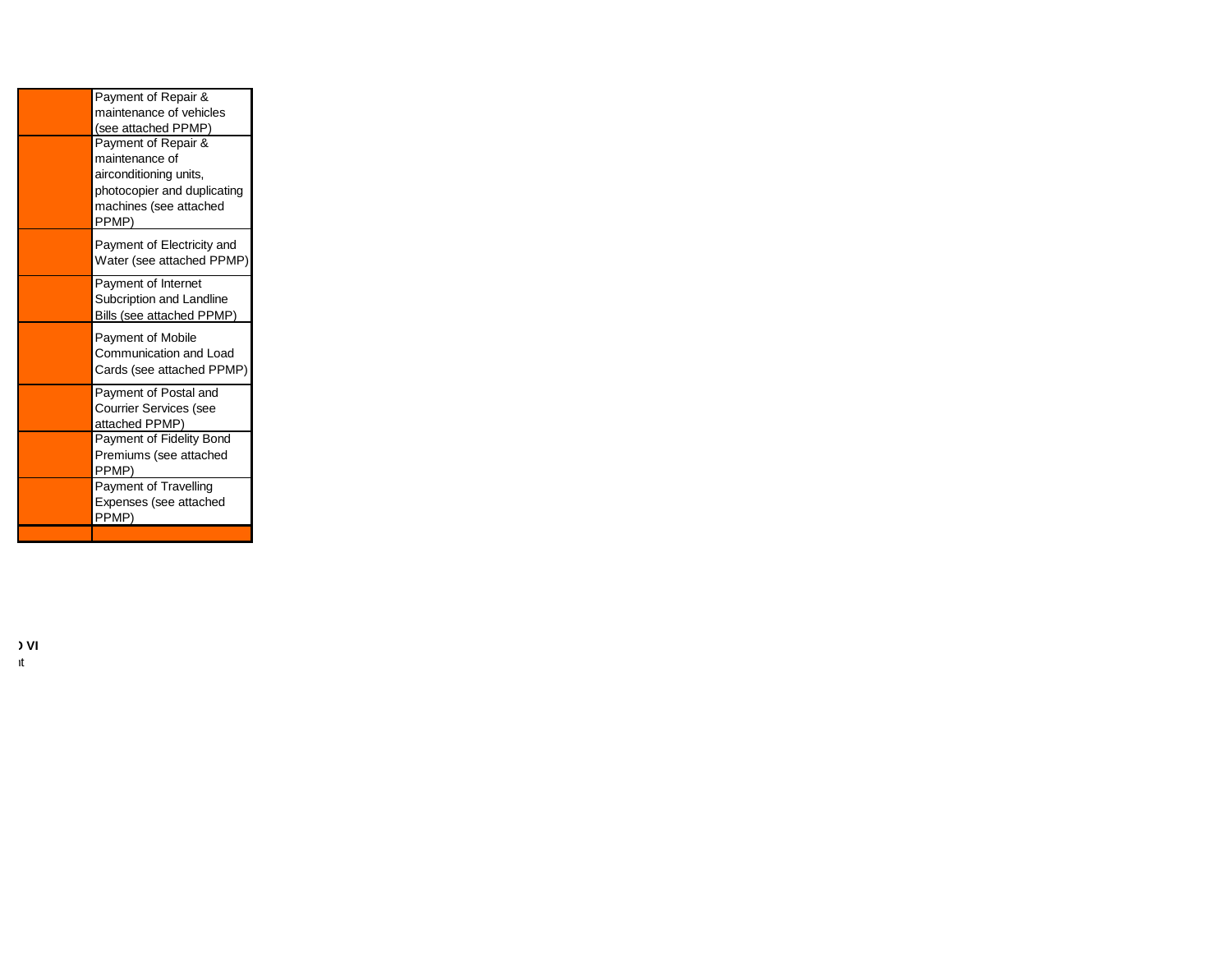| | |
|---|---|
| | Payment of Repair & maintenance of vehicles (see attached PPMP) |
| | Payment of Repair & maintenance of airconditioning units, photocopier and duplicating machines (see attached PPMP) |
| | Payment of Electricity and Water (see attached PPMP) |
| | Payment of Internet Subcription and Landline Bills (see attached PPMP) |
| | Payment of Mobile Communication and Load Cards (see attached PPMP) |
| | Payment of Postal and Courrier Services (see attached PPMP) |
| | Payment of Fidelity Bond Premiums (see attached PPMP) |
| | Payment of Travelling Expenses (see attached PPMP) |
| | |

**D VI**

ıt